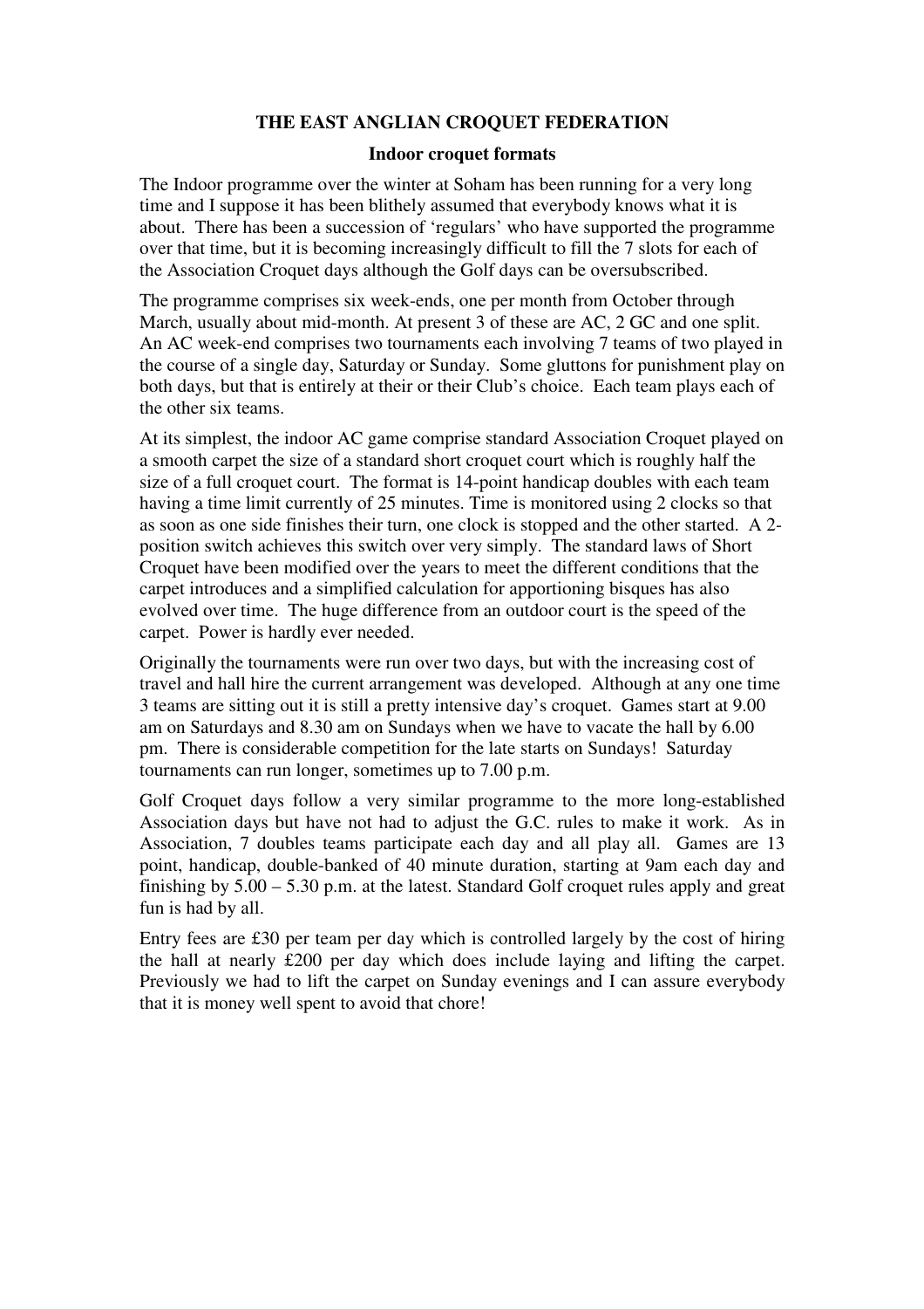# THE EAST ANGLIAN CROQUET FEDERATION

## Indoor croquet formats

The Indoor programme over the winter at Soham has been running for a very long time and I suppose it has been blithely assumed that everybody knows what it is about. There has been a succession of 'regulars' who have supported the programme over that time, but it is becoming increasingly difficult to fill the 7 slots for each of the Association Croquet days although the Golf days can be oversubscribed.

The programme comprises six week-ends, one per month from October through March, usually about mid-month. At present 3 of these are AC, 2 GC and one split. An AC week-end comprises two tournaments each involving 7 teams of two played in the course of a single day, Saturday or Sunday. Some gluttons for punishment play on both days, but that is entirely at their or their Club's choice. Each team plays each of the other six teams.

At its simplest, the indoor AC game comprise standard Association Croquet played on a smooth carpet the size of a standard short croquet court which is roughly half the size of a full croquet court. The format is 14-point handicap doubles with each team having a time limit currently of 25 minutes. Time is monitored using 2 clocks so that as soon as one side finishes their turn, one clock is stopped and the other started. A 2-position switch achieves this switch over very simply. The standard laws of Short Croquet have been modified over the years to meet the different conditions that the carpet introduces and a simplified calculation for apportioning bisques has also evolved over time. The huge difference from an outdoor court is the speed of the carpet. Power is hardly ever needed.

Originally the tournaments were run over two days, but with the increasing cost of travel and hall hire the current arrangement was developed. Although at any one time 3 teams are sitting out it is still a pretty intensive day's croquet. Games start at 9.00 am on Saturdays and 8.30 am on Sundays when we have to vacate the hall by 6.00 pm. There is considerable competition for the late starts on Sundays! Saturday tournaments can run longer, sometimes up to 7.00 p.m.

Golf Croquet days follow a very similar programme to the more long-established Association days but have not had to adjust the G.C. rules to make it work. As in Association, 7 doubles teams participate each day and all play all. Games are 13 point, handicap, double-banked of 40 minute duration, starting at 9am each day and finishing by 5.00 – 5.30 p.m. at the latest. Standard Golf croquet rules apply and great fun is had by all.

Entry fees are £30 per team per day which is controlled largely by the cost of hiring the hall at nearly £200 per day which does include laying and lifting the carpet. Previously we had to lift the carpet on Sunday evenings and I can assure everybody that it is money well spent to avoid that chore!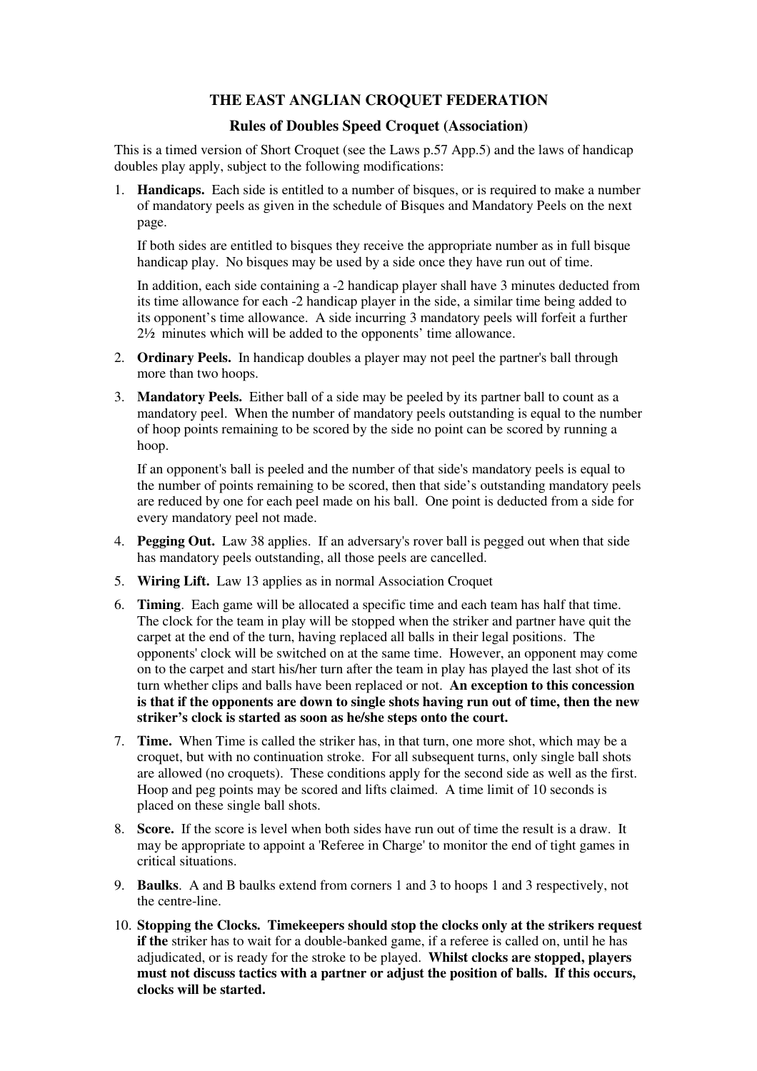**THE EAST ANGLIAN CROQUET FEDERATION**

**Rules of Doubles Speed Croquet (Association)**

This is a timed version of Short Croquet (see the Laws p.57 App.5) and the laws of handicap doubles play apply, subject to the following modifications:

1. **Handicaps.** Each side is entitled to a number of bisques, or is required to make a number of mandatory peels as given in the schedule of Bisques and Mandatory Peels on the next page.

   If both sides are entitled to bisques they receive the appropriate number as in full bisque handicap play. No bisques may be used by a side once they have run out of time.

   In addition, each side containing a -2 handicap player shall have 3 minutes deducted from its time allowance for each -2 handicap player in the side, a similar time being added to its opponent's time allowance. A side incurring 3 mandatory peels will forfeit a further 2½ minutes which will be added to the opponents' time allowance.

2. **Ordinary Peels.** In handicap doubles a player may not peel the partner's ball through more than two hoops.

3. **Mandatory Peels.** Either ball of a side may be peeled by its partner ball to count as a mandatory peel. When the number of mandatory peels outstanding is equal to the number of hoop points remaining to be scored by the side no point can be scored by running a hoop.

   If an opponent's ball is peeled and the number of that side's mandatory peels is equal to the number of points remaining to be scored, then that side's outstanding mandatory peels are reduced by one for each peel made on his ball. One point is deducted from a side for every mandatory peel not made.

4. **Pegging Out.** Law 38 applies. If an adversary's rover ball is pegged out when that side has mandatory peels outstanding, all those peels are cancelled.

5. **Wiring Lift.** Law 13 applies as in normal Association Croquet

6. **Timing**. Each game will be allocated a specific time and each team has half that time. The clock for the team in play will be stopped when the striker and partner have quit the carpet at the end of the turn, having replaced all balls in their legal positions. The opponents' clock will be switched on at the same time. However, an opponent may come on to the carpet and start his/her turn after the team in play has played the last shot of its turn whether clips and balls have been replaced or not. **An exception to this concession is that if the opponents are down to single shots having run out of time, then the new striker's clock is started as soon as he/she steps onto the court.**

7. **Time.** When Time is called the striker has, in that turn, one more shot, which may be a croquet, but with no continuation stroke. For all subsequent turns, only single ball shots are allowed (no croquets). These conditions apply for the second side as well as the first. Hoop and peg points may be scored and lifts claimed. A time limit of 10 seconds is placed on these single ball shots.

8. **Score.** If the score is level when both sides have run out of time the result is a draw. It may be appropriate to appoint a 'Referee in Charge' to monitor the end of tight games in critical situations.

9. **Baulks**. A and B baulks extend from corners 1 and 3 to hoops 1 and 3 respectively, not the centre-line.

10. **Stopping the Clocks. Timekeepers should stop the clocks only at the strikers request if the** striker has to wait for a double-banked game, if a referee is called on, until he has adjudicated, or is ready for the stroke to be played. **Whilst clocks are stopped, players must not discuss tactics with a partner or adjust the position of balls. If this occurs, clocks will be started.**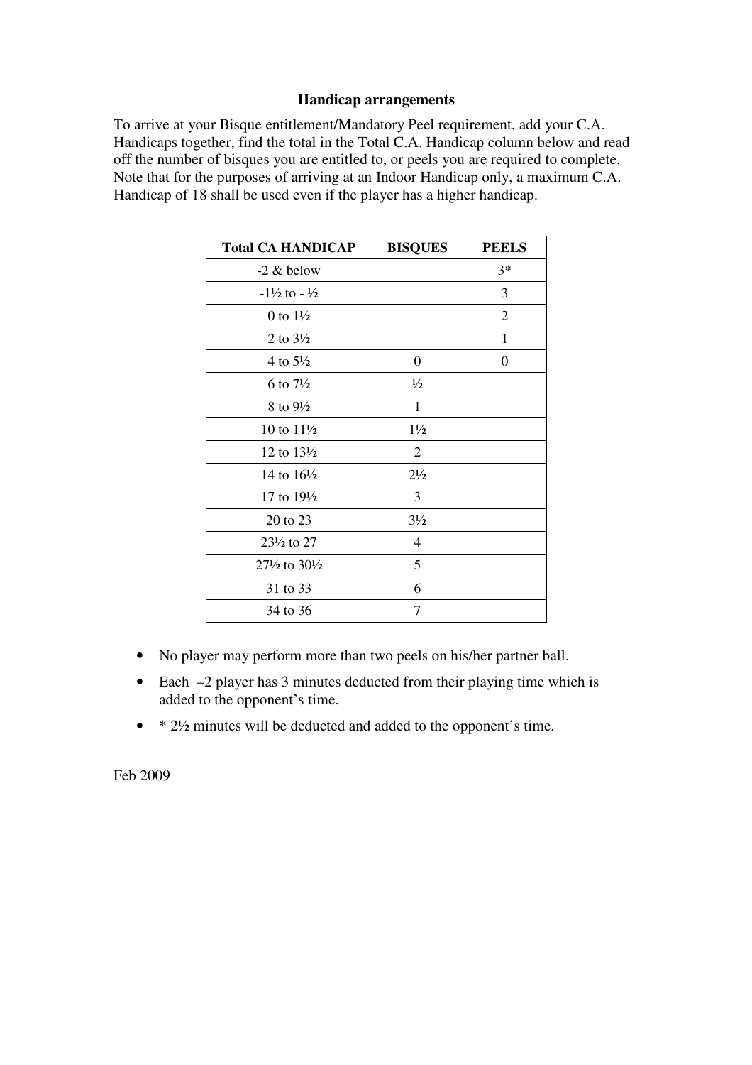### Handicap arrangements

To arrive at your Bisque entitlement/Mandatory Peel requirement, add your C.A. Handicaps together, find the total in the Total C.A. Handicap column below and read off the number of bisques you are entitled to, or peels you are required to complete. Note that for the purposes of arriving at an Indoor Handicap only, a maximum C.A. Handicap of 18 shall be used even if the player has a higher handicap.

| Total CA HANDICAP | BISQUES | PEELS |
|---|---|---|
| -2 & below | | 3* |
| -1½ to - ½ | | 3 |
| 0 to 1½ | | 2 |
| 2 to 3½ | | 1 |
| 4 to 5½ | 0 | 0 |
| 6 to 7½ | ½ | |
| 8 to 9½ | 1 | |
| 10 to 11½ | 1½ | |
| 12 to 13½ | 2 | |
| 14 to 16½ | 2½ | |
| 17 to 19½ | 3 | |
| 20 to 23 | 3½ | |
| 23½ to 27 | 4 | |
| 27½ to 30½ | 5 | |
| 31 to 33 | 6 | |
| 34 to 36 | 7 | |

- No player may perform more than two peels on his/her partner ball.
- Each –2 player has 3 minutes deducted from their playing time which is added to the opponent's time.
- * 2½ minutes will be deducted and added to the opponent's time.

Feb 2009